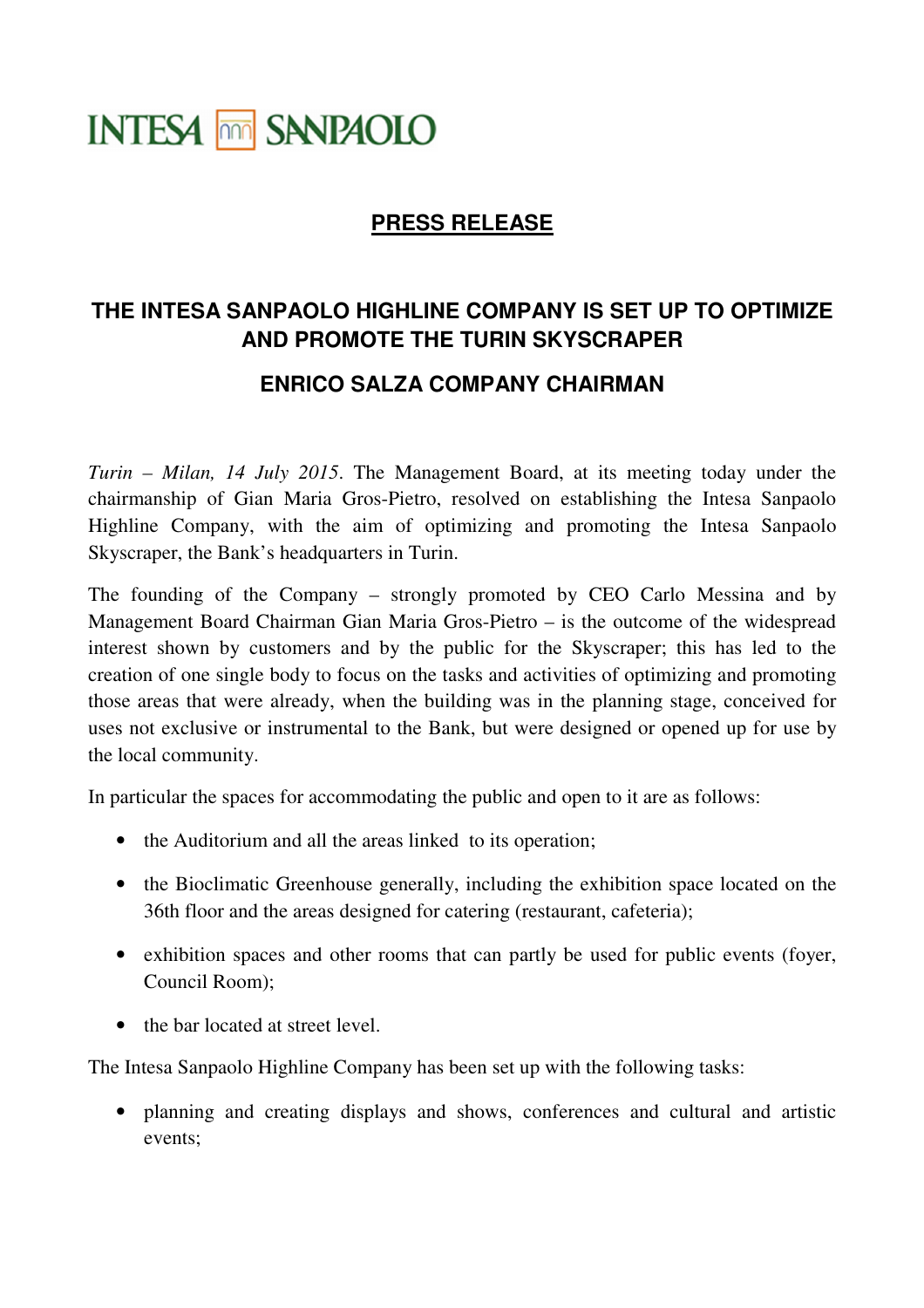INTESA SANPAOLO

**PRESS RELEASE**

## THE INTESA SANPAOLO HIGHLINE COMPANY IS SET UP TO OPTIMIZE AND PROMOTE THE TURIN SKYSCRAPER

## ENRICO SALZA COMPANY CHAIRMAN

*Turin – Milan, 14 July 2015*. The Management Board, at its meeting today under the chairmanship of Gian Maria Gros-Pietro, resolved on establishing the Intesa Sanpaolo Highline Company, with the aim of optimizing and promoting the Intesa Sanpaolo Skyscraper, the Bank's headquarters in Turin.

The founding of the Company – strongly promoted by CEO Carlo Messina and by Management Board Chairman Gian Maria Gros-Pietro – is the outcome of the widespread interest shown by customers and by the public for the Skyscraper; this has led to the creation of one single body to focus on the tasks and activities of optimizing and promoting those areas that were already, when the building was in the planning stage, conceived for uses not exclusive or instrumental to the Bank, but were designed or opened up for use by the local community.

In particular the spaces for accommodating the public and open to it are as follows:

- the Auditorium and all the areas linked to its operation;
- the Bioclimatic Greenhouse generally, including the exhibition space located on the 36th floor and the areas designed for catering (restaurant, cafeteria);
- exhibition spaces and other rooms that can partly be used for public events (foyer, Council Room);
- the bar located at street level.

The Intesa Sanpaolo Highline Company has been set up with the following tasks:

- planning and creating displays and shows, conferences and cultural and artistic events;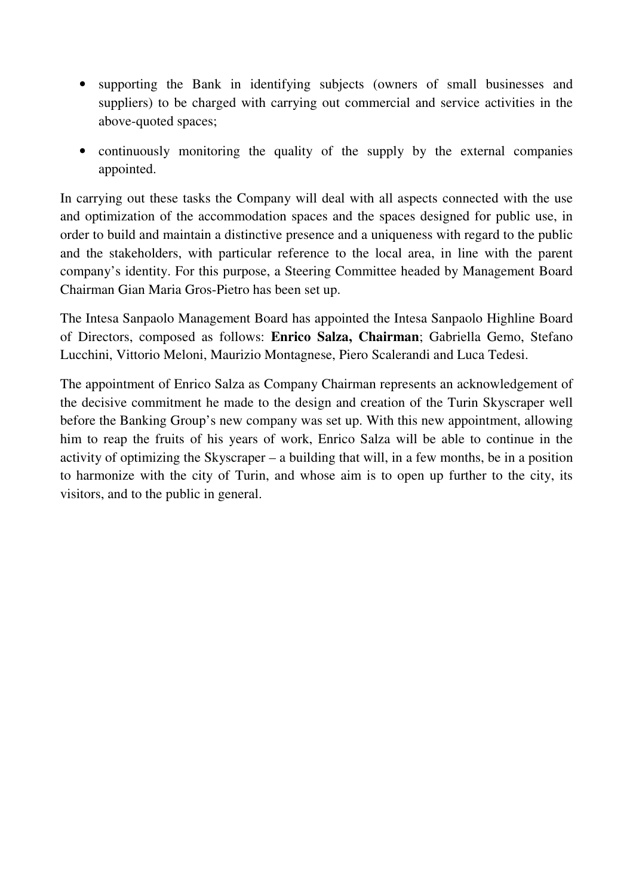- supporting the Bank in identifying subjects (owners of small businesses and suppliers) to be charged with carrying out commercial and service activities in the above-quoted spaces;
- continuously monitoring the quality of the supply by the external companies appointed.

In carrying out these tasks the Company will deal with all aspects connected with the use and optimization of the accommodation spaces and the spaces designed for public use, in order to build and maintain a distinctive presence and a uniqueness with regard to the public and the stakeholders, with particular reference to the local area, in line with the parent company's identity. For this purpose, a Steering Committee headed by Management Board Chairman Gian Maria Gros-Pietro has been set up.

The Intesa Sanpaolo Management Board has appointed the Intesa Sanpaolo Highline Board of Directors, composed as follows: **Enrico Salza, Chairman**; Gabriella Gemo, Stefano Lucchini, Vittorio Meloni, Maurizio Montagnese, Piero Scalerandi and Luca Tedesi.

The appointment of Enrico Salza as Company Chairman represents an acknowledgement of the decisive commitment he made to the design and creation of the Turin Skyscraper well before the Banking Group's new company was set up. With this new appointment, allowing him to reap the fruits of his years of work, Enrico Salza will be able to continue in the activity of optimizing the Skyscraper – a building that will, in a few months, be in a position to harmonize with the city of Turin, and whose aim is to open up further to the city, its visitors, and to the public in general.